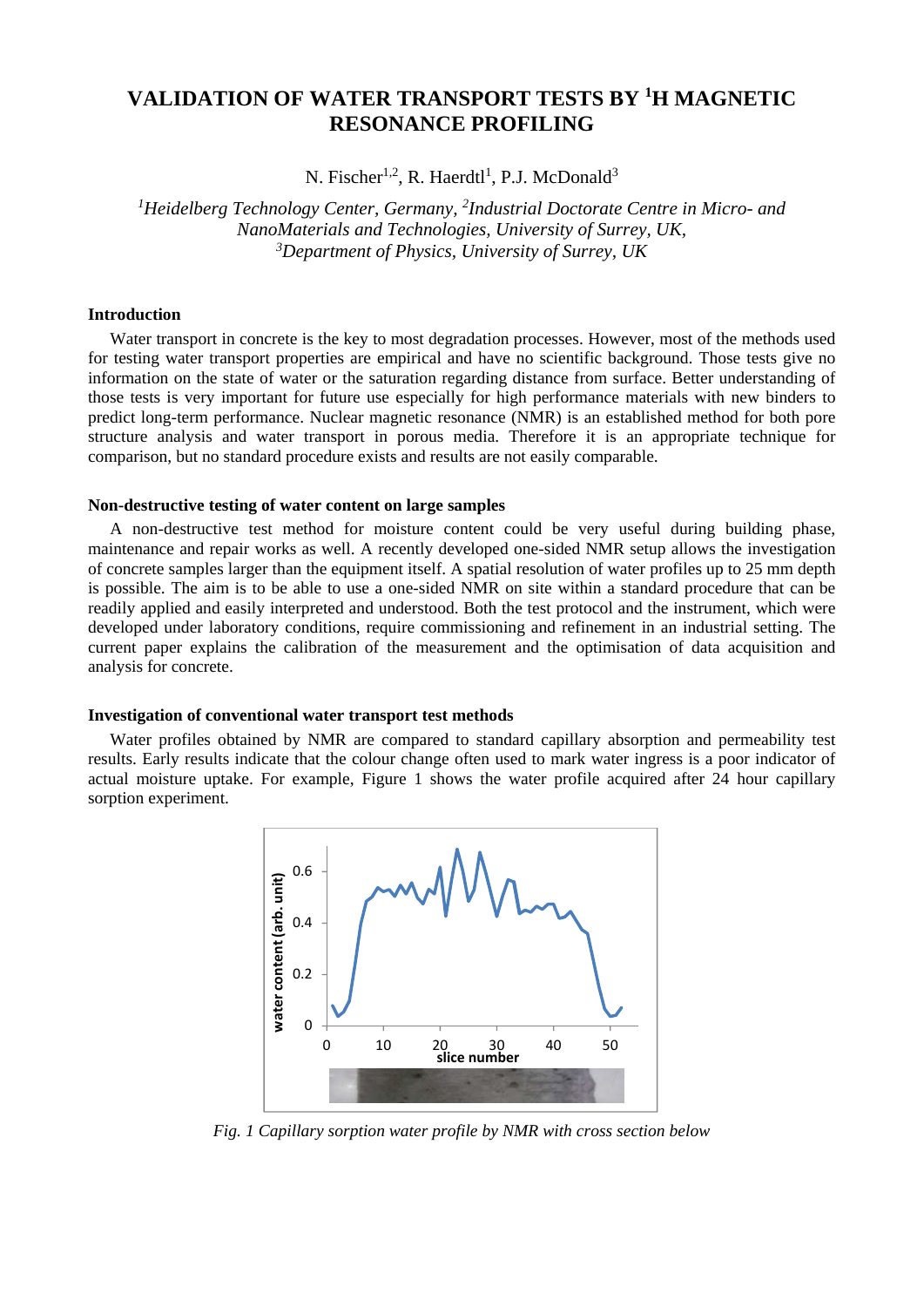# VALIDATION OF WATER TRANSPORT TESTS BY $^1$H MAGNETIC RESONANCE PROFILING

N. Fischer[1,2], R. Haerdtl[1], P.J. McDonald[3]

[1]*Heidelberg Technology Center, Germany,* [2]*Industrial Doctorate Centre in Micro- and NanoMaterials and Technologies, University of Surrey, UK,*
[3]*Department of Physics, University of Surrey, UK*

## Introduction

Water transport in concrete is the key to most degradation processes. However, most of the methods used for testing water transport properties are empirical and have no scientific background. Those tests give no information on the state of water or the saturation regarding distance from surface. Better understanding of those tests is very important for future use especially for high performance materials with new binders to predict long-term performance. Nuclear magnetic resonance (NMR) is an established method for both pore structure analysis and water transport in porous media. Therefore it is an appropriate technique for comparison, but no standard procedure exists and results are not easily comparable.

## Non-destructive testing of water content on large samples

A non-destructive test method for moisture content could be very useful during building phase, maintenance and repair works as well. A recently developed one-sided NMR setup allows the investigation of concrete samples larger than the equipment itself. A spatial resolution of water profiles up to 25 mm depth is possible. The aim is to be able to use a one-sided NMR on site within a standard procedure that can be readily applied and easily interpreted and understood. Both the test protocol and the instrument, which were developed under laboratory conditions, require commissioning and refinement in an industrial setting. The current paper explains the calibration of the measurement and the optimisation of data acquisition and analysis for concrete.

## Investigation of conventional water transport test methods

Water profiles obtained by NMR are compared to standard capillary absorption and permeability test results. Early results indicate that the colour change often used to mark water ingress is a poor indicator of actual moisture uptake. For example, Figure 1 shows the water profile acquired after 24 hour capillary sorption experiment.

*Fig. 1 Capillary sorption water profile by NMR with cross section below*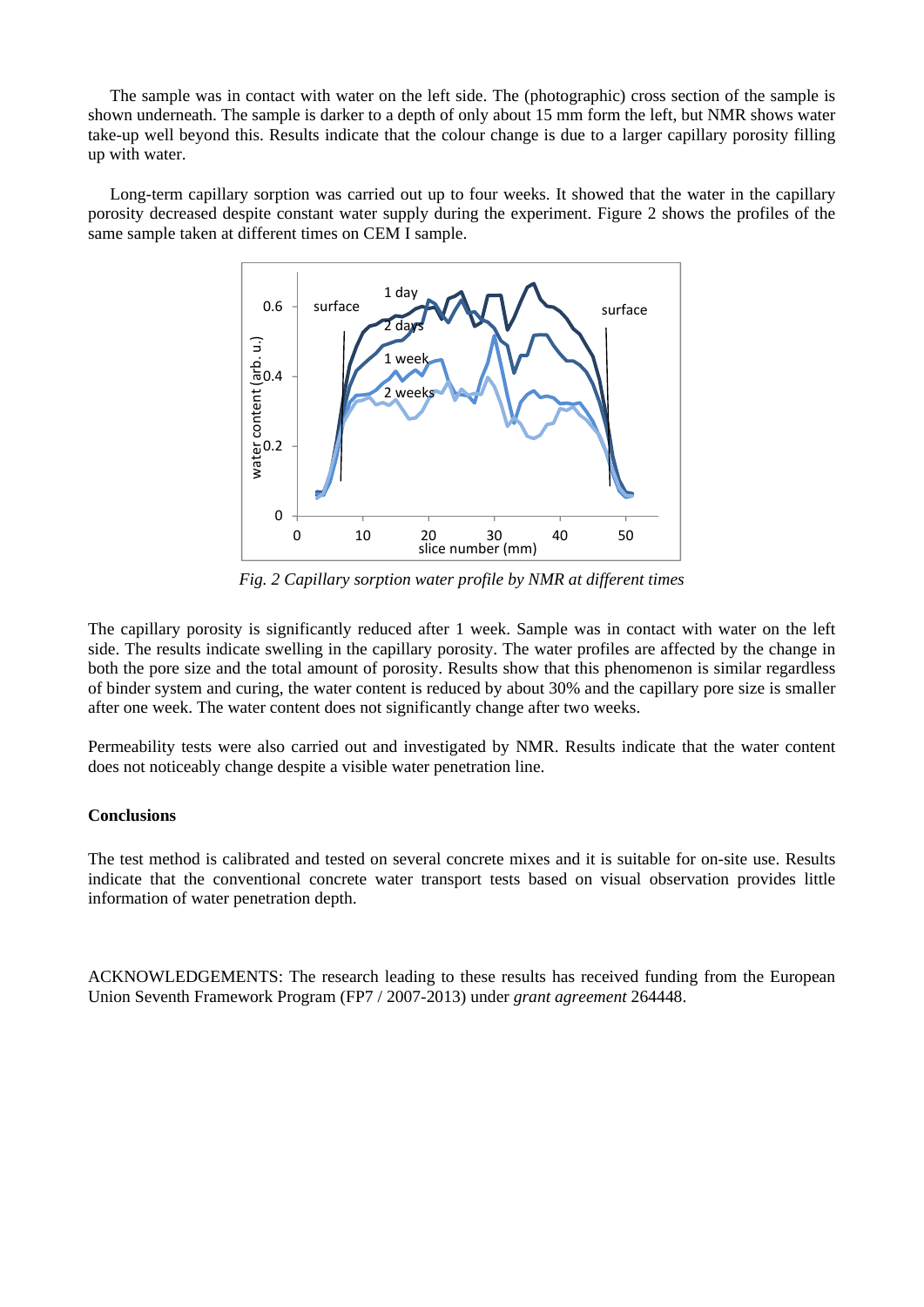The sample was in contact with water on the left side. The (photographic) cross section of the sample is shown underneath. The sample is darker to a depth of only about 15 mm form the left, but NMR shows water take-up well beyond this. Results indicate that the colour change is due to a larger capillary porosity filling up with water.

Long-term capillary sorption was carried out up to four weeks. It showed that the water in the capillary porosity decreased despite constant water supply during the experiment. Figure 2 shows the profiles of the same sample taken at different times on CEM I sample.

0.6
surface
1 day
2 days
1 week
2 weeks
surface
water content (arb. u.)
0.4
0.2
0
0
10
20
30
40
50
slice number (mm)

*Fig. 2 Capillary sorption water profile by NMR at different times*

The capillary porosity is significantly reduced after 1 week. Sample was in contact with water on the left side. The results indicate swelling in the capillary porosity. The water profiles are affected by the change in both the pore size and the total amount of porosity. Results show that this phenomenon is similar regardless of binder system and curing, the water content is reduced by about 30% and the capillary pore size is smaller after one week. The water content does not significantly change after two weeks.

Permeability tests were also carried out and investigated by NMR. Results indicate that the water content does not noticeably change despite a visible water penetration line.

**Conclusions**

The test method is calibrated and tested on several concrete mixes and it is suitable for on-site use. Results indicate that the conventional concrete water transport tests based on visual observation provides little information of water penetration depth.

ACKNOWLEDGEMENTS: The research leading to these results has received funding from the European Union Seventh Framework Program (FP7 / 2007-2013) under *grant agreement* 264448.